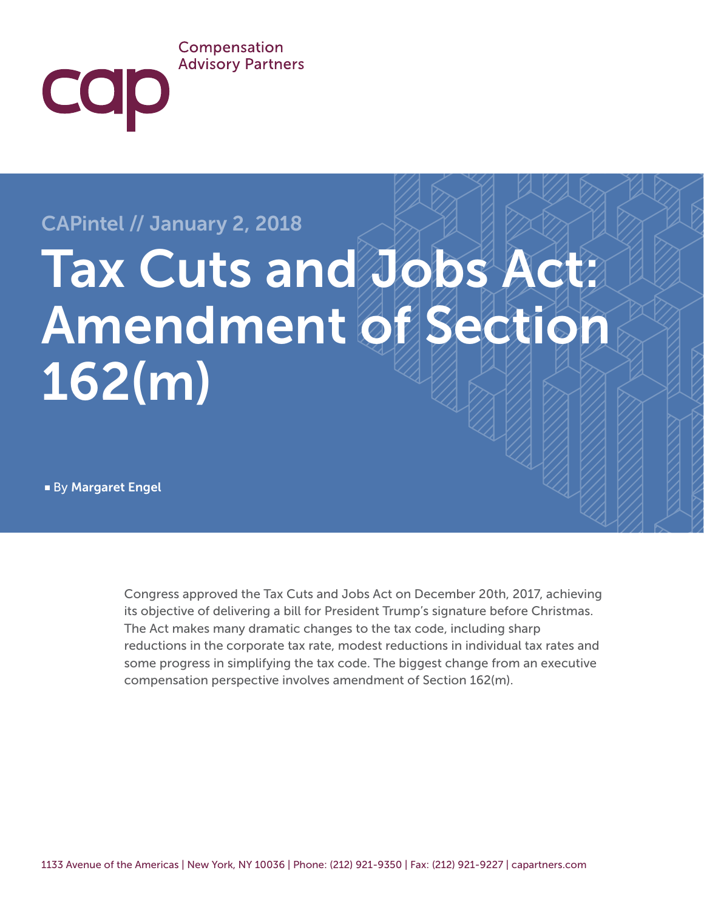Compensation
Advisory Partners

cap

CAPintel // January 2, 2018

# Tax Cuts and Jobs Act: Amendment of Section 162(m)

■ By **Margaret Engel**

Congress approved the Tax Cuts and Jobs Act on December 20th, 2017, achieving its objective of delivering a bill for President Trump's signature before Christmas. The Act makes many dramatic changes to the tax code, including sharp reductions in the corporate tax rate, modest reductions in individual tax rates and some progress in simplifying the tax code. The biggest change from an executive compensation perspective involves amendment of Section 162(m).

1133 Avenue of the Americas | New York, NY 10036 | Phone: (212) 921-9350 | Fax: (212) 921-9227 | capartners.com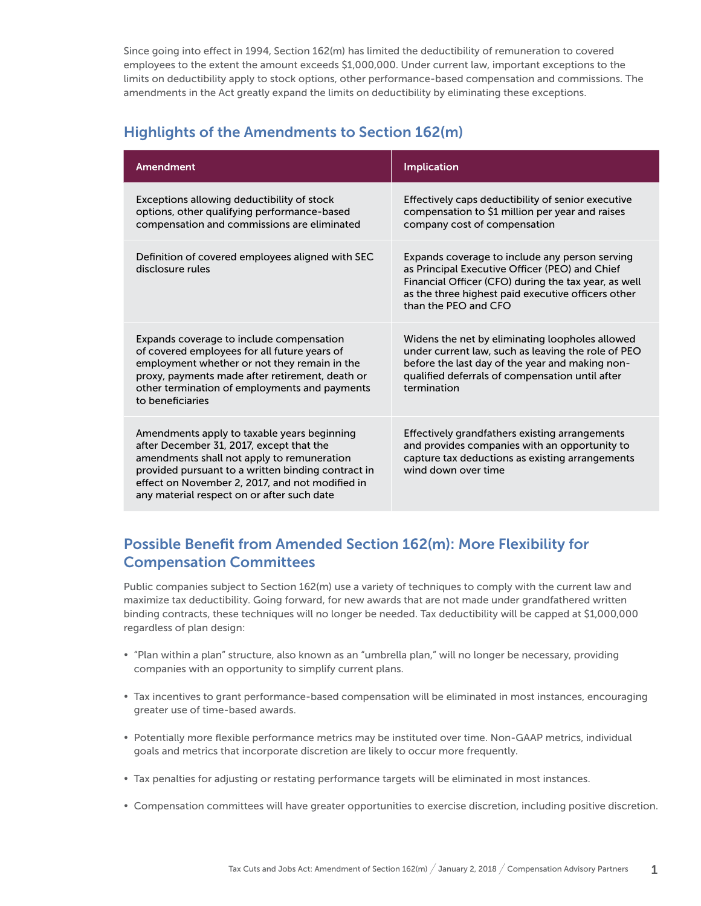Since going into effect in 1994, Section 162(m) has limited the deductibility of remuneration to covered employees to the extent the amount exceeds $1,000,000. Under current law, important exceptions to the limits on deductibility apply to stock options, other performance-based compensation and commissions. The amendments in the Act greatly expand the limits on deductibility by eliminating these exceptions.

## Highlights of the Amendments to Section 162(m)

| Amendment | Implication |
|---|---|
| Exceptions allowing deductibility of stock options, other qualifying performance-based compensation and commissions are eliminated | Effectively caps deductibility of senior executive compensation to $1 million per year and raises company cost of compensation |
| Definition of covered employees aligned with SEC disclosure rules | Expands coverage to include any person serving as Principal Executive Officer (PEO) and Chief Financial Officer (CFO) during the tax year, as well as the three highest paid executive officers other than the PEO and CFO |
| Expands coverage to include compensation of covered employees for all future years of employment whether or not they remain in the proxy, payments made after retirement, death or other termination of employments and payments to beneficiaries | Widens the net by eliminating loopholes allowed under current law, such as leaving the role of PEO before the last day of the year and making non-qualified deferrals of compensation until after termination |
| Amendments apply to taxable years beginning after December 31, 2017, except that the amendments shall not apply to remuneration provided pursuant to a written binding contract in effect on November 2, 2017, and not modified in any material respect on or after such date | Effectively grandfathers existing arrangements and provides companies with an opportunity to capture tax deductions as existing arrangements wind down over time |

## Possible Benefit from Amended Section 162(m): More Flexibility for Compensation Committees

Public companies subject to Section 162(m) use a variety of techniques to comply with the current law and maximize tax deductibility. Going forward, for new awards that are not made under grandfathered written binding contracts, these techniques will no longer be needed. Tax deductibility will be capped at $1,000,000 regardless of plan design:

- "Plan within a plan" structure, also known as an "umbrella plan," will no longer be necessary, providing companies with an opportunity to simplify current plans.
- Tax incentives to grant performance-based compensation will be eliminated in most instances, encouraging greater use of time-based awards.
- Potentially more flexible performance metrics may be instituted over time. Non-GAAP metrics, individual goals and metrics that incorporate discretion are likely to occur more frequently.
- Tax penalties for adjusting or restating performance targets will be eliminated in most instances.
- Compensation committees will have greater opportunities to exercise discretion, including positive discretion.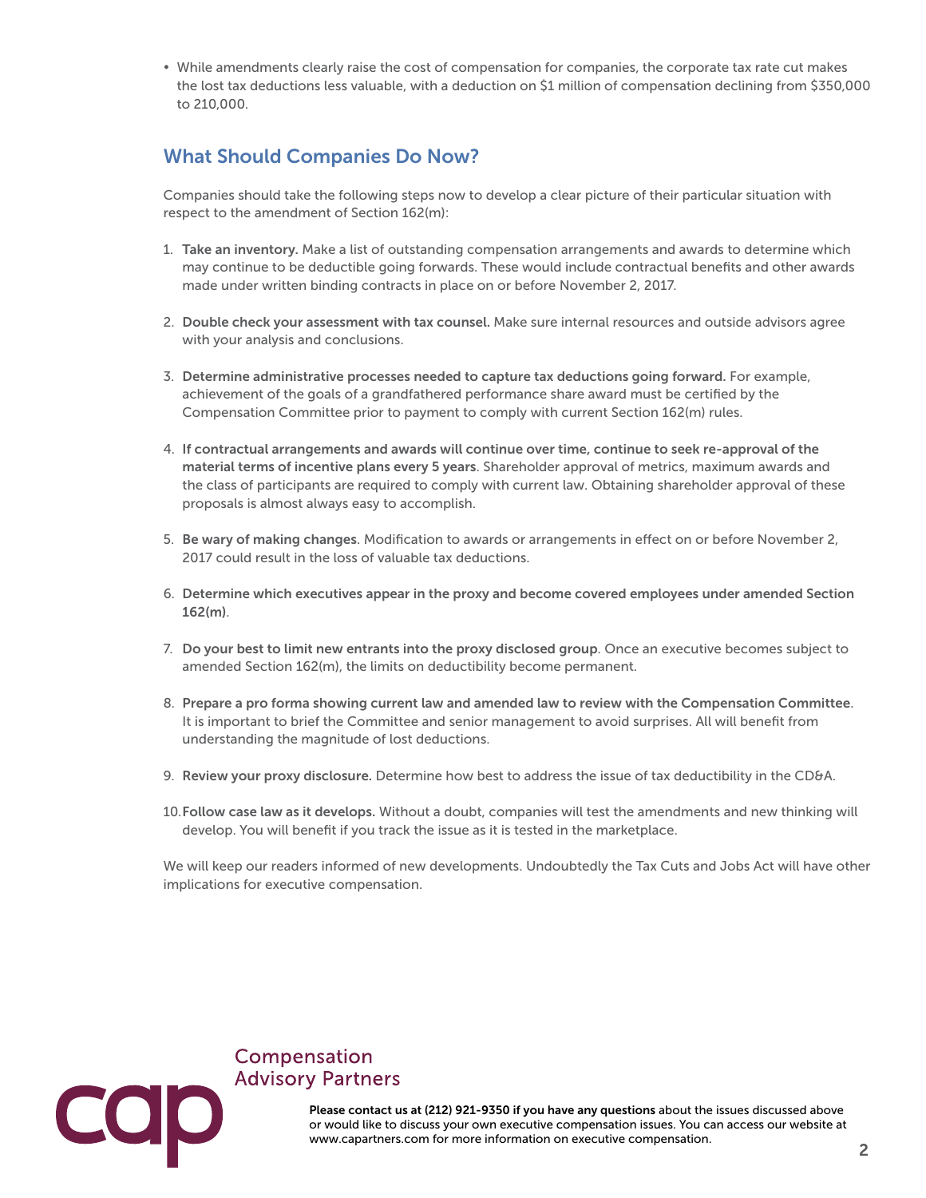- While amendments clearly raise the cost of compensation for companies, the corporate tax rate cut makes the lost tax deductions less valuable, with a deduction on $1 million of compensation declining from $350,000 to 210,000.

## What Should Companies Do Now?

Companies should take the following steps now to develop a clear picture of their particular situation with respect to the amendment of Section 162(m):

1. **Take an inventory.** Make a list of outstanding compensation arrangements and awards to determine which may continue to be deductible going forwards. These would include contractual benefits and other awards made under written binding contracts in place on or before November 2, 2017.

2. **Double check your assessment with tax counsel.** Make sure internal resources and outside advisors agree with your analysis and conclusions.

3. **Determine administrative processes needed to capture tax deductions going forward.** For example, achievement of the goals of a grandfathered performance share award must be certified by the Compensation Committee prior to payment to comply with current Section 162(m) rules.

4. **If contractual arrangements and awards will continue over time, continue to seek re-approval of the material terms of incentive plans every 5 years**. Shareholder approval of metrics, maximum awards and the class of participants are required to comply with current law. Obtaining shareholder approval of these proposals is almost always easy to accomplish.

5. **Be wary of making changes**. Modification to awards or arrangements in effect on or before November 2, 2017 could result in the loss of valuable tax deductions.

6. **Determine which executives appear in the proxy and become covered employees under amended Section 162(m)**.

7. **Do your best to limit new entrants into the proxy disclosed group**. Once an executive becomes subject to amended Section 162(m), the limits on deductibility become permanent.

8. **Prepare a pro forma showing current law and amended law to review with the Compensation Committee**. It is important to brief the Committee and senior management to avoid surprises. All will benefit from understanding the magnitude of lost deductions.

9. **Review your proxy disclosure.** Determine how best to address the issue of tax deductibility in the CD&A.

10. **Follow case law as it develops.** Without a doubt, companies will test the amendments and new thinking will develop. You will benefit if you track the issue as it is tested in the marketplace.

We will keep our readers informed of new developments. Undoubtedly the Tax Cuts and Jobs Act will have other implications for executive compensation.

cap Compensation Advisory Partners

**Please contact us at (212) 921-9350 if you have any questions** about the issues discussed above or would like to discuss your own executive compensation issues. You can access our website at www.capartners.com for more information on executive compensation.